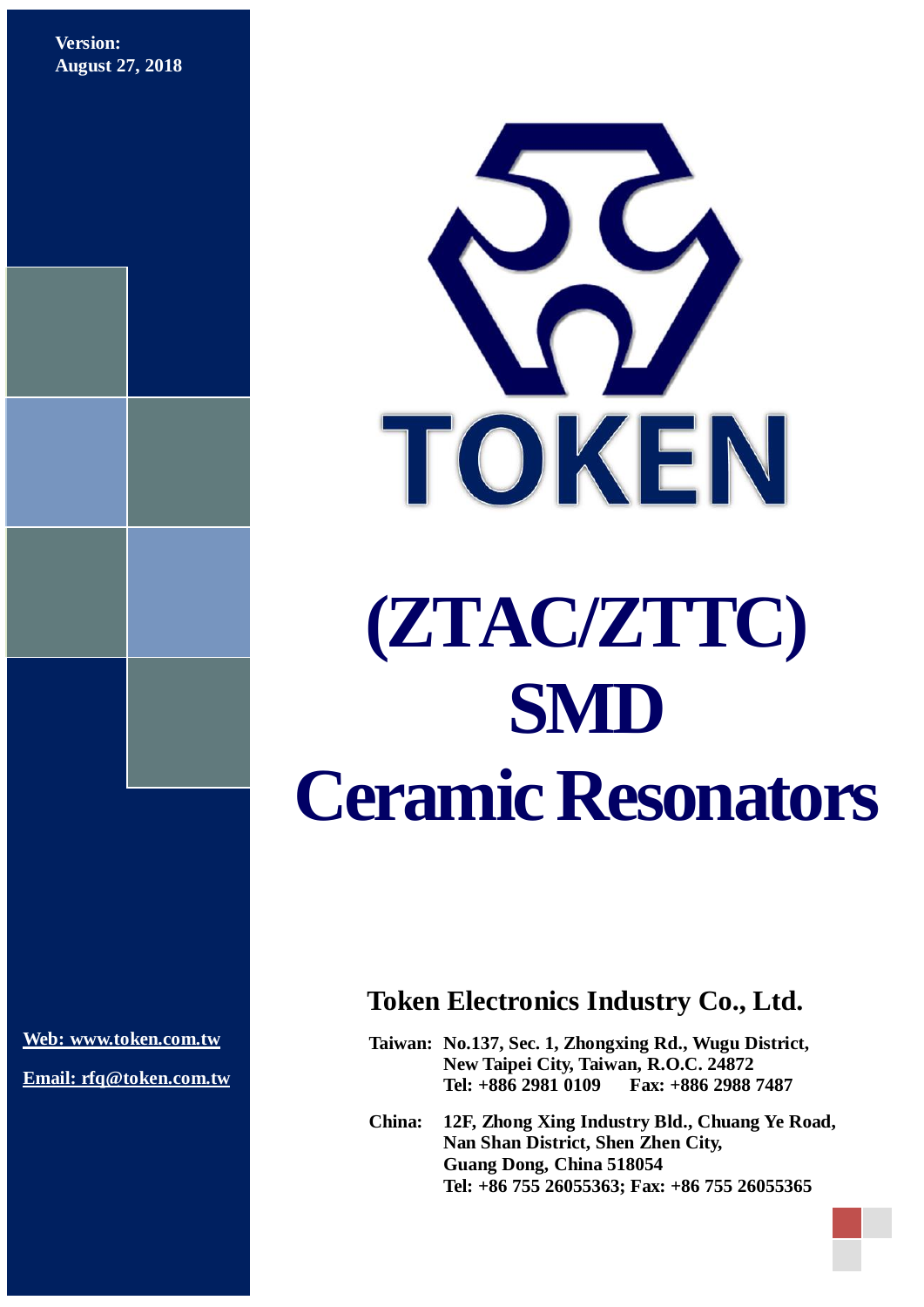Version:
August 27, 2018

TOKEN

# (ZTAC/ZTTC) SMD Ceramic Resonators

## Token Electronics Industry Co., Ltd.

**Taiwan:** No.137, Sec. 1, Zhongxing Rd., Wugu District,
New Taipei City, Taiwan, R.O.C. 24872
Tel: +886 2981 0109 Fax: +886 2988 7487

**China:** 12F, Zhong Xing Industry Bld., Chuang Ye Road,
Nan Shan District, Shen Zhen City,
Guang Dong, China 518054
Tel: +86 755 26055363; Fax: +86 755 26055365

Web: www.token.com.tw

Email: rfq@token.com.tw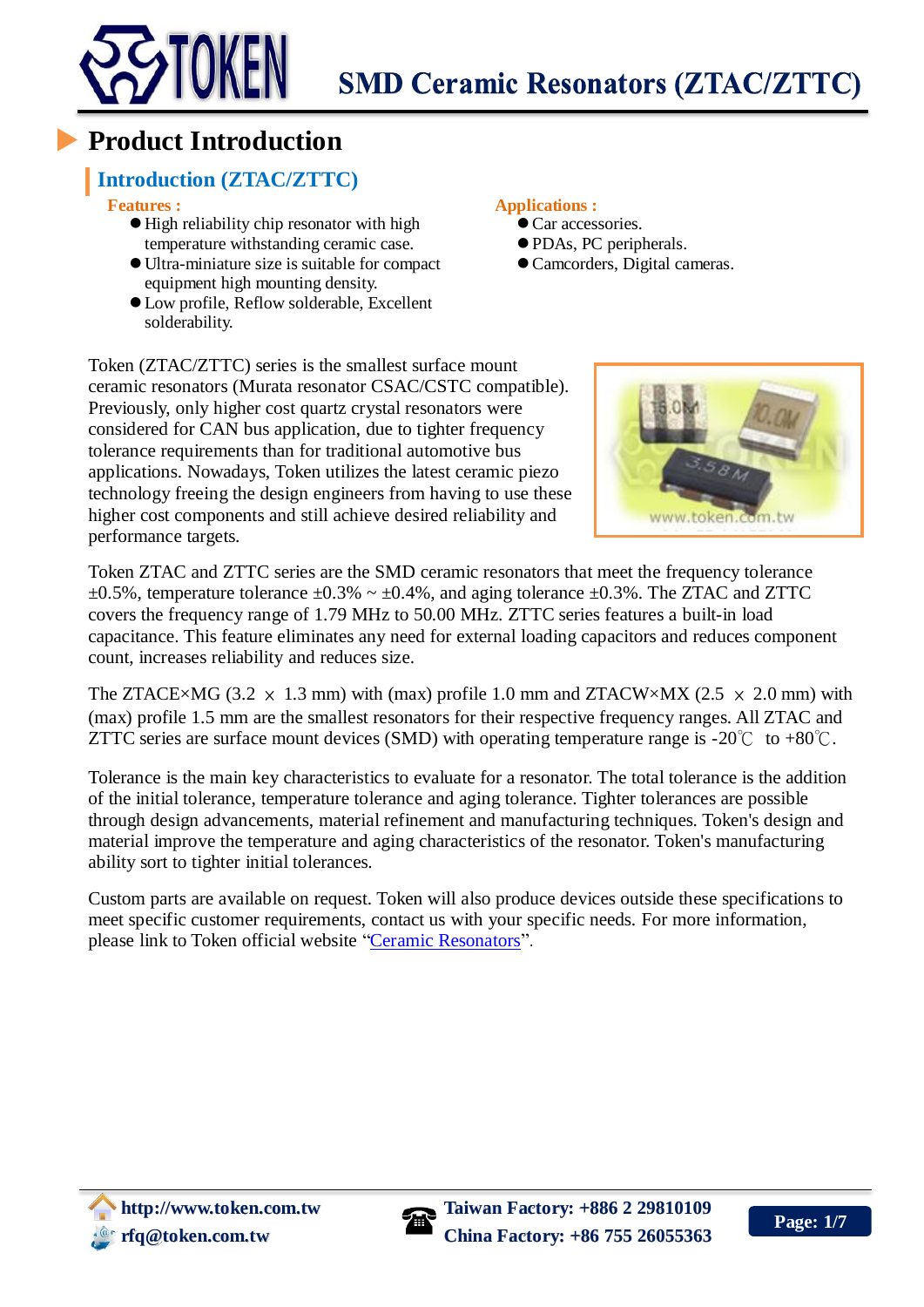# Product Introduction

## Introduction (ZTAC/ZTTC)

**Features :**

- High reliability chip resonator with high temperature withstanding ceramic case.
- Ultra-miniature size is suitable for compact equipment high mounting density.
- Low profile, Reflow solderable, Excellent solderability.

**Applications :**

- Car accessories.
- PDAs, PC peripherals.
- Camcorders, Digital cameras.

Token (ZTAC/ZTTC) series is the smallest surface mount ceramic resonators (Murata resonator CSAC/CSTC compatible). Previously, only higher cost quartz crystal resonators were considered for CAN bus application, due to tighter frequency tolerance requirements than for traditional automotive bus applications. Nowadays, Token utilizes the latest ceramic piezo technology freeing the design engineers from having to use these higher cost components and still achieve desired reliability and performance targets.

Token ZTAC and ZTTC series are the SMD ceramic resonators that meet the frequency tolerance ±0.5%, temperature tolerance ±0.3% ~ ±0.4%, and aging tolerance ±0.3%. The ZTAC and ZTTC covers the frequency range of 1.79 MHz to 50.00 MHz. ZTTC series features a built-in load capacitance. This feature eliminates any need for external loading capacitors and reduces component count, increases reliability and reduces size.

The ZTACE×MG (3.2 × 1.3 mm) with (max) profile 1.0 mm and ZTACW×MX (2.5 × 2.0 mm) with (max) profile 1.5 mm are the smallest resonators for their respective frequency ranges. All ZTAC and ZTTC series are surface mount devices (SMD) with operating temperature range is -20℃ to +80℃.

Tolerance is the main key characteristics to evaluate for a resonator. The total tolerance is the addition of the initial tolerance, temperature tolerance and aging tolerance. Tighter tolerances are possible through design advancements, material refinement and manufacturing techniques. Token's design and material improve the temperature and aging characteristics of the resonator. Token's manufacturing ability sort to tighter initial tolerances.

Custom parts are available on request. Token will also produce devices outside these specifications to meet specific customer requirements, contact us with your specific needs. For more information, please link to Token official website "Ceramic Resonators".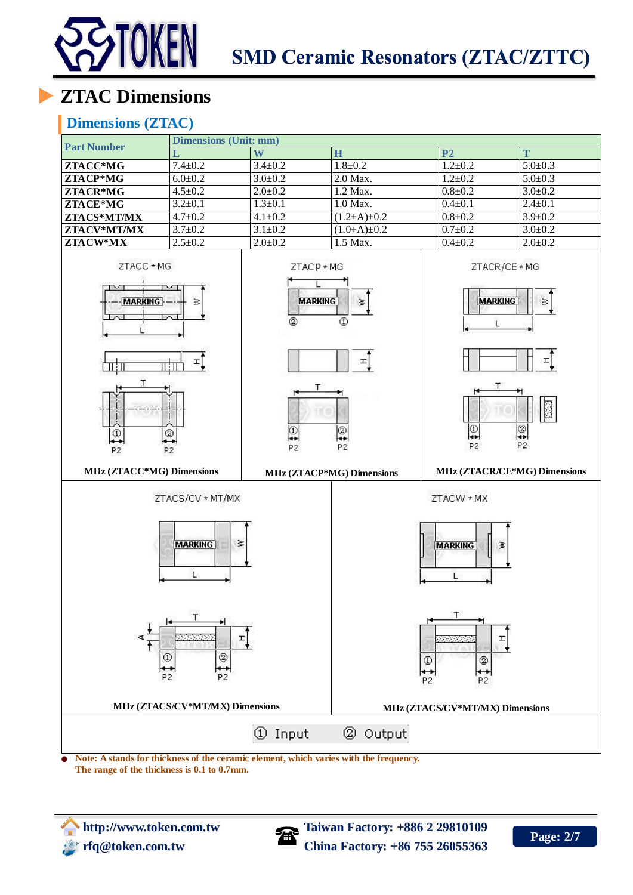# ZTAC Dimensions

## Dimensions (ZTAC)

| Part Number | Dimensions (Unit: mm) | | | | |
|---|---|---|---|---|---|
| | L | W | H | P2 | T |
| ZTACC*MG | 7.4±0.2 | 3.4±0.2 | 1.8±0.2 | 1.2±0.2 | 5.0±0.3 |
| ZTACP*MG | 6.0±0.2 | 3.0±0.2 | 2.0 Max. | 1.2±0.2 | 5.0±0.3 |
| ZTACR*MG | 4.5±0.2 | 2.0±0.2 | 1.2 Max. | 0.8±0.2 | 3.0±0.2 |
| ZTACE*MG | 3.2±0.1 | 1.3±0.1 | 1.0 Max. | 0.4±0.1 | 2.4±0.1 |
| ZTACS*MT/MX | 4.7±0.2 | 4.1±0.2 | (1.2+A)±0.2 | 0.8±0.2 | 3.9±0.2 |
| ZTACV*MT/MX | 3.7±0.2 | 3.1±0.2 | (1.0+A)±0.2 | 0.7±0.2 | 3.0±0.2 |
| ZTACW*MX | 2.5±0.2 | 2.0±0.2 | 1.5 Max. | 0.4±0.2 | 2.0±0.2 |

MHz (ZTACC*MG) Dimensions

MHz (ZTACP*MG) Dimensions

MHz (ZTACR/CE*MG) Dimensions

MHz (ZTACS/CV*MT/MX) Dimensions

MHz (ZTACS/CV*MT/MX) Dimensions

① Input ② Output

- Note: A stands for thickness of the ceramic element, which varies with the frequency. The range of the thickness is 0.1 to 0.7mm.

http://www.token.com.tw
rfq@token.com.tw
Taiwan Factory: +886 2 29810109
China Factory: +86 755 26055363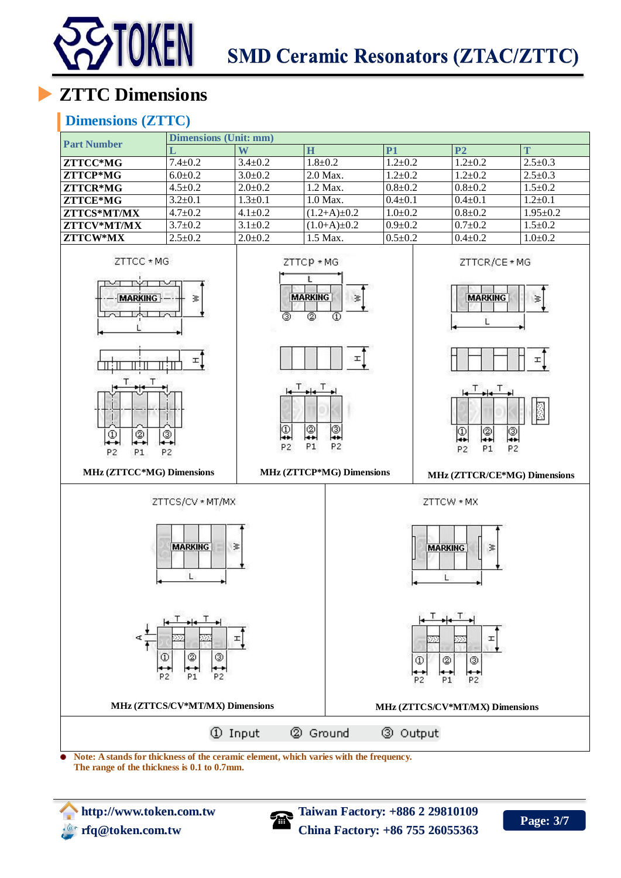## ZTTC Dimensions

### Dimensions (ZTTC)

| Part Number | Dimensions (Unit: mm) | | | | | |
|---|---|---|---|---|---|---|
| | L | W | H | P1 | P2 | T |
| ZTTCC*MG | 7.4±0.2 | 3.4±0.2 | 1.8±0.2 | 1.2±0.2 | 1.2±0.2 | 2.5±0.3 |
| ZTTCP*MG | 6.0±0.2 | 3.0±0.2 | 2.0 Max. | 1.2±0.2 | 1.2±0.2 | 2.5±0.3 |
| ZTTCR*MG | 4.5±0.2 | 2.0±0.2 | 1.2 Max. | 0.8±0.2 | 0.8±0.2 | 1.5±0.2 |
| ZTTCE*MG | 3.2±0.1 | 1.3±0.1 | 1.0 Max. | 0.4±0.1 | 0.4±0.1 | 1.2±0.1 |
| ZTTCS*MT/MX | 4.7±0.2 | 4.1±0.2 | (1.2+A)±0.2 | 1.0±0.2 | 0.8±0.2 | 1.95±0.2 |
| ZTTCV*MT/MX | 3.7±0.2 | 3.1±0.2 | (1.0+A)±0.2 | 0.9±0.2 | 0.7±0.2 | 1.5±0.2 |
| ZTTCW*MX | 2.5±0.2 | 2.0±0.2 | 1.5 Max. | 0.5±0.2 | 0.4±0.2 | 1.0±0.2 |

MHz (ZTTCC*MG) Dimensions

MHz (ZTTCP*MG) Dimensions

MHz (ZTTCR/CE*MG) Dimensions

MHz (ZTTCS/CV*MT/MX) Dimensions

MHz (ZTTCS/CV*MT/MX) Dimensions

① Input ② Ground ③ Output

- **Note: A stands for thickness of the ceramic element, which varies with the frequency. The range of the thickness is 0.1 to 0.7mm.**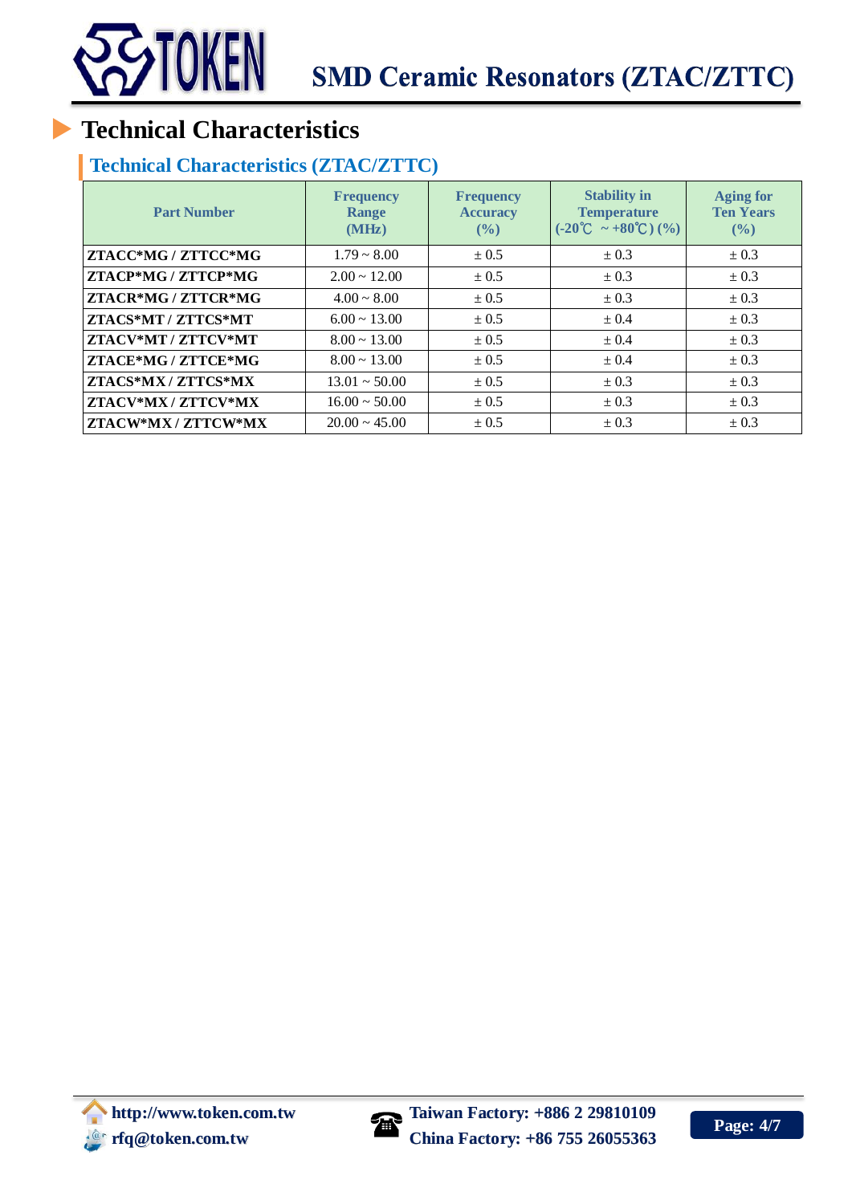# Technical Characteristics

## Technical Characteristics (ZTAC/ZTTC)

| Part Number | Frequency Range (MHz) | Frequency Accuracy (%) | Stability in Temperature (-20℃ ~ +80℃) (%) | Aging for Ten Years (%) |
|---|---|---|---|---|
| **ZTACC*MG / ZTTCC*MG** | 1.79 ~ 8.00 | ± 0.5 | ± 0.3 | ± 0.3 |
| **ZTACP*MG / ZTTCP*MG** | 2.00 ~ 12.00 | ± 0.5 | ± 0.3 | ± 0.3 |
| **ZTACR*MG / ZTTCR*MG** | 4.00 ~ 8.00 | ± 0.5 | ± 0.3 | ± 0.3 |
| **ZTACS*MT / ZTTCS*MT** | 6.00 ~ 13.00 | ± 0.5 | ± 0.4 | ± 0.3 |
| **ZTACV*MT / ZTTCV*MT** | 8.00 ~ 13.00 | ± 0.5 | ± 0.4 | ± 0.3 |
| **ZTACE*MG / ZTTCE*MG** | 8.00 ~ 13.00 | ± 0.5 | ± 0.4 | ± 0.3 |
| **ZTACS*MX / ZTTCS*MX** | 13.01 ~ 50.00 | ± 0.5 | ± 0.3 | ± 0.3 |
| **ZTACV*MX / ZTTCV*MX** | 16.00 ~ 50.00 | ± 0.5 | ± 0.3 | ± 0.3 |
| **ZTACW*MX / ZTTCW*MX** | 20.00 ~ 45.00 | ± 0.5 | ± 0.3 | ± 0.3 |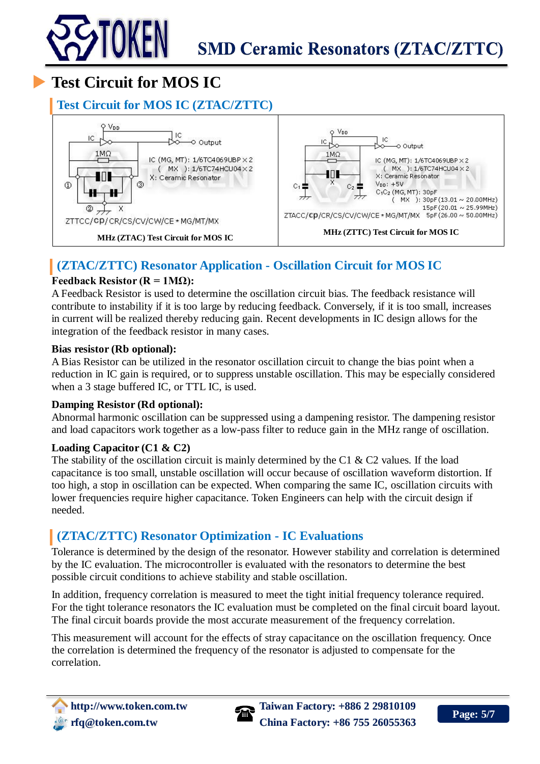# Test Circuit for MOS IC

## Test Circuit for MOS IC (ZTAC/ZTTC)

IC (MG, MT): 1/6TC4069UBP × 2
( MX ): 1/6TC74HCU04 × 2
X: Ceramic Resonator

ZTTCC/CP/CR/CS/CV/CW/CE * MG/MT/MX

MHz (ZTAC) Test Circuit for MOS IC

IC (MG, MT): 1/6TC4069UBP × 2
( MX ): 1/6TC74HCU04 × 2
X: Ceramic Resonator
$V_{DD}$: +5V
$C_1C_2$ (MG, MT): 30pF
( MX ): 30pF (13.01 ~ 20.00MHz)
15pF (20.01 ~ 25.99MHz)
5pF (26.00 ~ 50.00MHz)

ZTACC/CP/CR/CS/CV/CW/CE * MG/MT/MX

MHz (ZTTC) Test Circuit for MOS IC

## (ZTAC/ZTTC) Resonator Application - Oscillation Circuit for MOS IC

**Feedback Resistor (R = 1MΩ):**

A Feedback Resistor is used to determine the oscillation circuit bias. The feedback resistance will contribute to instability if it is too large by reducing feedback. Conversely, if it is too small, increases in current will be realized thereby reducing gain. Recent developments in IC design allows for the integration of the feedback resistor in many cases.

**Bias resistor (Rb optional):**

A Bias Resistor can be utilized in the resonator oscillation circuit to change the bias point when a reduction in IC gain is required, or to suppress unstable oscillation. This may be especially considered when a 3 stage buffered IC, or TTL IC, is used.

**Damping Resistor (Rd optional):**

Abnormal harmonic oscillation can be suppressed using a dampening resistor. The dampening resistor and load capacitors work together as a low-pass filter to reduce gain in the MHz range of oscillation.

**Loading Capacitor (C1 & C2)**

The stability of the oscillation circuit is mainly determined by the C1 & C2 values. If the load capacitance is too small, unstable oscillation will occur because of oscillation waveform distortion. If too high, a stop in oscillation can be expected. When comparing the same IC, oscillation circuits with lower frequencies require higher capacitance. Token Engineers can help with the circuit design if needed.

## (ZTAC/ZTTC) Resonator Optimization - IC Evaluations

Tolerance is determined by the design of the resonator. However stability and correlation is determined by the IC evaluation. The microcontroller is evaluated with the resonators to determine the best possible circuit conditions to achieve stability and stable oscillation.

In addition, frequency correlation is measured to meet the tight initial frequency tolerance required. For the tight tolerance resonators the IC evaluation must be completed on the final circuit board layout. The final circuit boards provide the most accurate measurement of the frequency correlation.

This measurement will account for the effects of stray capacitance on the oscillation frequency. Once the correlation is determined the frequency of the resonator is adjusted to compensate for the correlation.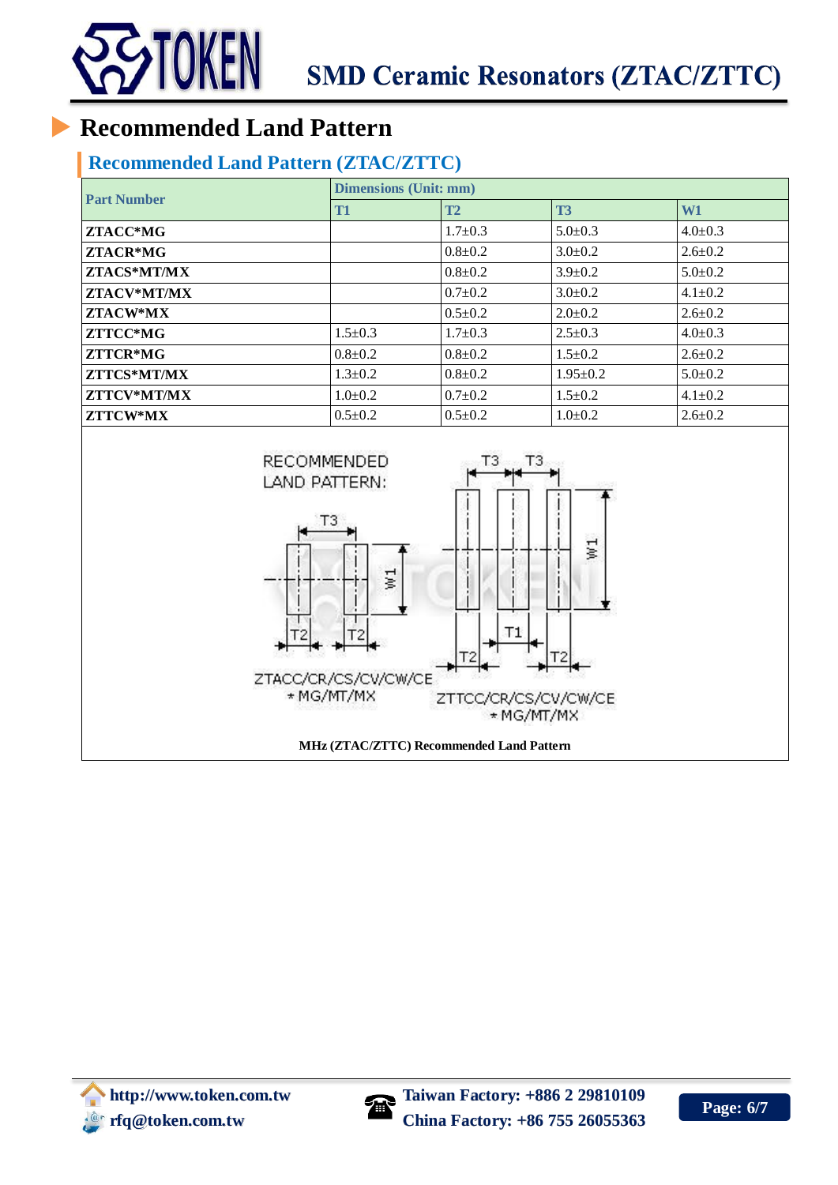# Recommended Land Pattern

## Recommended Land Pattern (ZTAC/ZTTC)

| Part Number | Dimensions (Unit: mm) | | | |
|---|---|---|---|---|
| | T1 | T2 | T3 | W1 |
| ZTACC*MG | | 1.7±0.3 | 5.0±0.3 | 4.0±0.3 |
| ZTACR*MG | | 0.8±0.2 | 3.0±0.2 | 2.6±0.2 |
| ZTACS*MT/MX | | 0.8±0.2 | 3.9±0.2 | 5.0±0.2 |
| ZTACV*MT/MX | | 0.7±0.2 | 3.0±0.2 | 4.1±0.2 |
| ZTACW*MX | | 0.5±0.2 | 2.0±0.2 | 2.6±0.2 |
| ZTTCC*MG | 1.5±0.3 | 1.7±0.3 | 2.5±0.3 | 4.0±0.3 |
| ZTTCR*MG | 0.8±0.2 | 0.8±0.2 | 1.5±0.2 | 2.6±0.2 |
| ZTTCS*MT/MX | 1.3±0.2 | 0.8±0.2 | 1.95±0.2 | 5.0±0.2 |
| ZTTCV*MT/MX | 1.0±0.2 | 0.7±0.2 | 1.5±0.2 | 4.1±0.2 |
| ZTTCW*MX | 0.5±0.2 | 0.5±0.2 | 1.0±0.2 | 2.6±0.2 |

RECOMMENDED LAND PATTERN:

ZTACC/CR/CS/CV/CW/CE *MG/MT/MX

ZTTCC/CR/CS/CV/CW/CE *MG/MT/MX

MHz (ZTAC/ZTTC) Recommended Land Pattern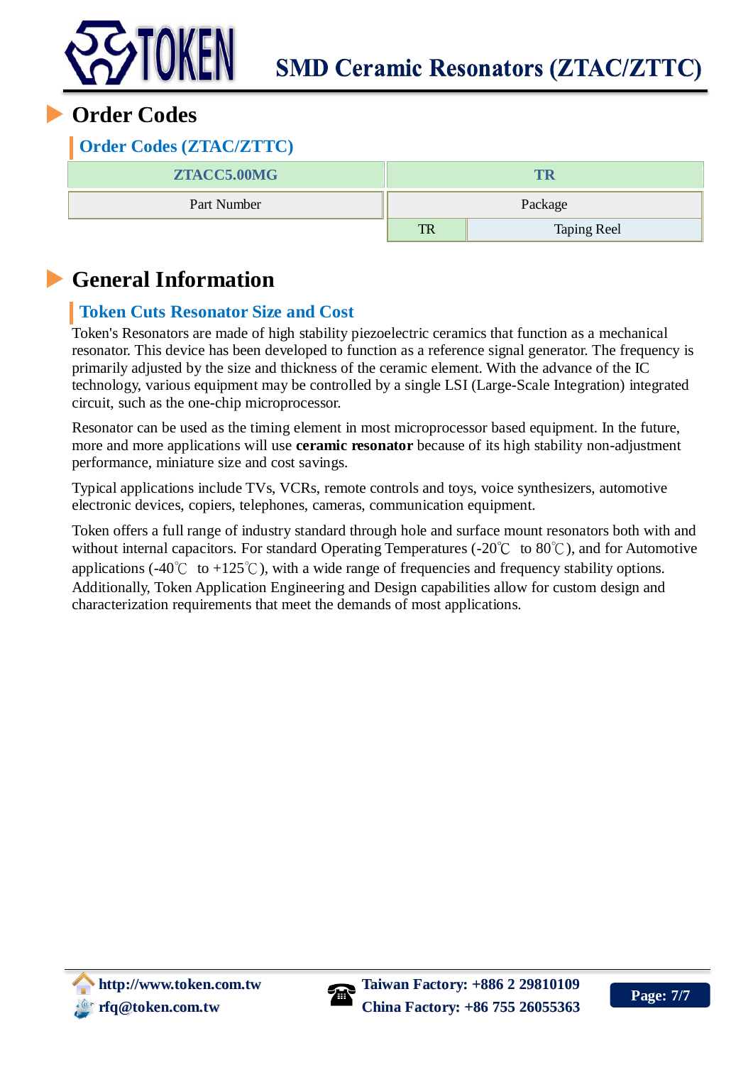# Order Codes

## Order Codes (ZTAC/ZTTC)

| ZTACC5.00MG | TR | |
|---|---|---|
| Part Number | Package | |
| | TR | Taping Reel |

# General Information

## Token Cuts Resonator Size and Cost

Token's Resonators are made of high stability piezoelectric ceramics that function as a mechanical resonator. This device has been developed to function as a reference signal generator. The frequency is primarily adjusted by the size and thickness of the ceramic element. With the advance of the IC technology, various equipment may be controlled by a single LSI (Large-Scale Integration) integrated circuit, such as the one-chip microprocessor.

Resonator can be used as the timing element in most microprocessor based equipment. In the future, more and more applications will use **ceramic resonator** because of its high stability non-adjustment performance, miniature size and cost savings.

Typical applications include TVs, VCRs, remote controls and toys, voice synthesizers, automotive electronic devices, copiers, telephones, cameras, communication equipment.

Token offers a full range of industry standard through hole and surface mount resonators both with and without internal capacitors. For standard Operating Temperatures (-20℃ to 80℃), and for Automotive applications (-40℃ to +125℃), with a wide range of frequencies and frequency stability options. Additionally, Token Application Engineering and Design capabilities allow for custom design and characterization requirements that meet the demands of most applications.